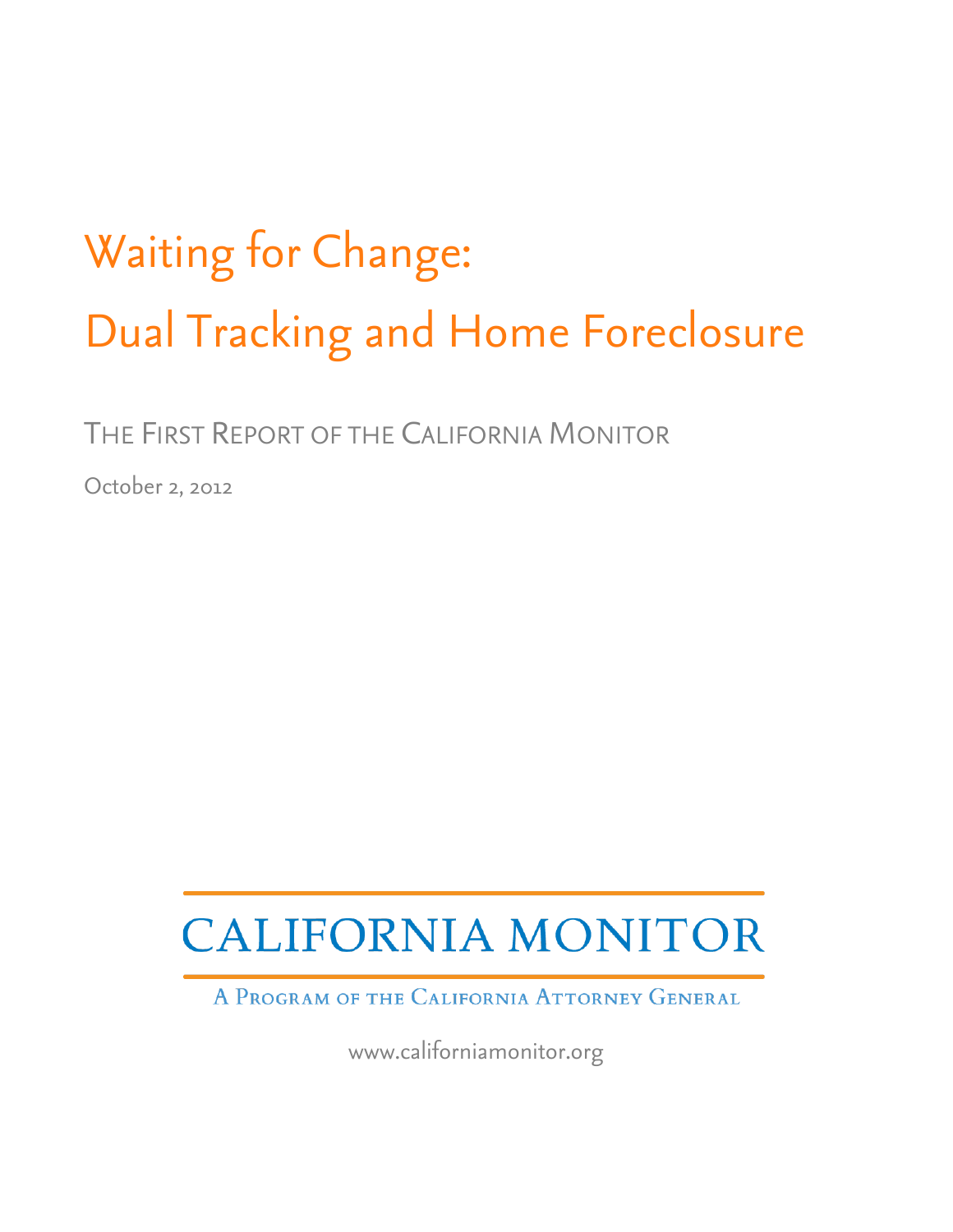# Waiting for Change: Dual Tracking and Home Foreclosure

THE FIRST REPORT OF THE CALIFORNIA MONITOR

October 2, 2012

CALIFORNIA MONITOR

A PROGRAM OF THE CALIFORNIA ATTORNEY GENERAL

www.californiamonitor.org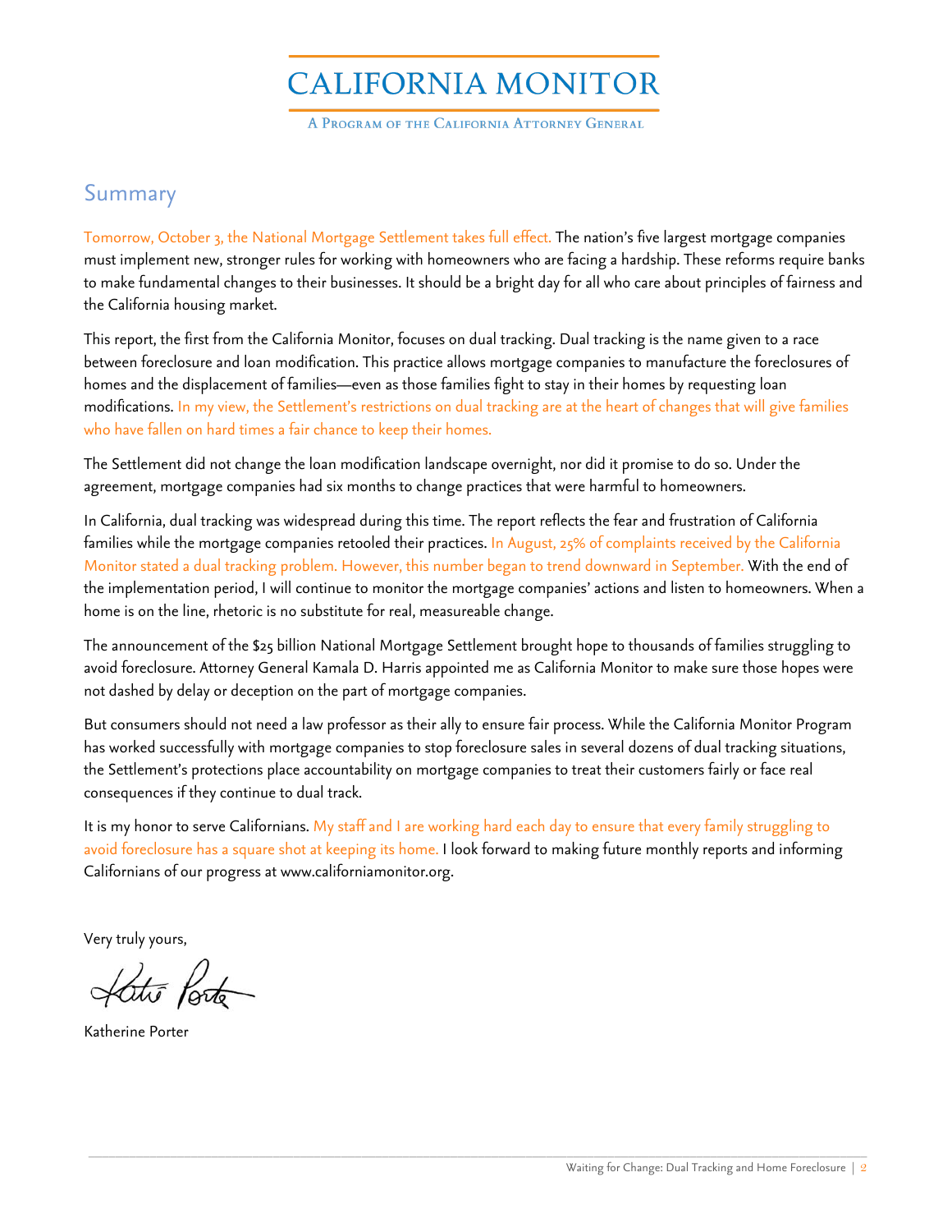# CALIFORNIA MONITOR

A Program of the California Attorney General

## Summary

Tomorrow, October 3, the National Mortgage Settlement takes full effect. The nation's five largest mortgage companies must implement new, stronger rules for working with homeowners who are facing a hardship. These reforms require banks to make fundamental changes to their businesses. It should be a bright day for all who care about principles of fairness and the California housing market.

This report, the first from the California Monitor, focuses on dual tracking. Dual tracking is the name given to a race between foreclosure and loan modification. This practice allows mortgage companies to manufacture the foreclosures of homes and the displacement of families—even as those families fight to stay in their homes by requesting loan modifications. In my view, the Settlement's restrictions on dual tracking are at the heart of changes that will give families who have fallen on hard times a fair chance to keep their homes.

The Settlement did not change the loan modification landscape overnight, nor did it promise to do so. Under the agreement, mortgage companies had six months to change practices that were harmful to homeowners.

In California, dual tracking was widespread during this time. The report reflects the fear and frustration of California families while the mortgage companies retooled their practices. In August, 25% of complaints received by the California Monitor stated a dual tracking problem. However, this number began to trend downward in September. With the end of the implementation period, I will continue to monitor the mortgage companies' actions and listen to homeowners. When a home is on the line, rhetoric is no substitute for real, measureable change.

The announcement of the $25 billion National Mortgage Settlement brought hope to thousands of families struggling to avoid foreclosure. Attorney General Kamala D. Harris appointed me as California Monitor to make sure those hopes were not dashed by delay or deception on the part of mortgage companies.

But consumers should not need a law professor as their ally to ensure fair process. While the California Monitor Program has worked successfully with mortgage companies to stop foreclosure sales in several dozens of dual tracking situations, the Settlement's protections place accountability on mortgage companies to treat their customers fairly or face real consequences if they continue to dual track.

It is my honor to serve Californians. My staff and I are working hard each day to ensure that every family struggling to avoid foreclosure has a square shot at keeping its home. I look forward to making future monthly reports and informing Californians of our progress at www.californiamonitor.org.

Very truly yours,

Katherine Porter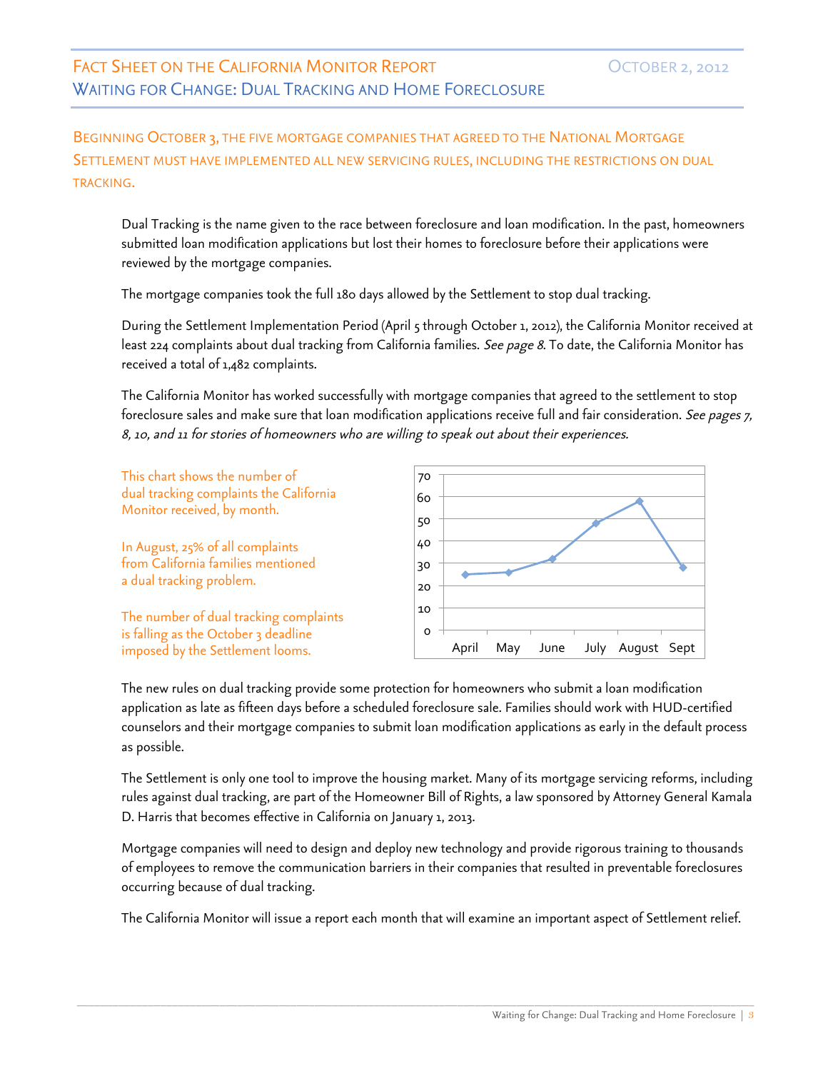# Fact Sheet on the California Monitor Report

October 2, 2012

## Waiting for Change: Dual Tracking and Home Foreclosure

### Beginning October 3, the five mortgage companies that agreed to the National Mortgage Settlement must have implemented all new servicing rules, including the restrictions on dual tracking.

Dual Tracking is the name given to the race between foreclosure and loan modification. In the past, homeowners submitted loan modification applications but lost their homes to foreclosure before their applications were reviewed by the mortgage companies.

The mortgage companies took the full 180 days allowed by the Settlement to stop dual tracking.

During the Settlement Implementation Period (April 5 through October 1, 2012), the California Monitor received at least 224 complaints about dual tracking from California families. *See page 8.* To date, the California Monitor has received a total of 1,482 complaints.

The California Monitor has worked successfully with mortgage companies that agreed to the settlement to stop foreclosure sales and make sure that loan modification applications receive full and fair consideration. *See pages 7, 8, 10, and 11 for stories of homeowners who are willing to speak out about their experiences.*

This chart shows the number of dual tracking complaints the California Monitor received, by month.

In August, 25% of all complaints from California families mentioned a dual tracking problem.

The number of dual tracking complaints is falling as the October 3 deadline imposed by the Settlement looms.

| Month | Complaints |
|---|---|
| April | 25 |
| May | 26 |
| June | 32 |
| July | 48 |
| August | 58 |
| Sept | 28 |

The new rules on dual tracking provide some protection for homeowners who submit a loan modification application as late as fifteen days before a scheduled foreclosure sale. Families should work with HUD-certified counselors and their mortgage companies to submit loan modification applications as early in the default process as possible.

The Settlement is only one tool to improve the housing market. Many of its mortgage servicing reforms, including rules against dual tracking, are part of the Homeowner Bill of Rights, a law sponsored by Attorney General Kamala D. Harris that becomes effective in California on January 1, 2013.

Mortgage companies will need to design and deploy new technology and provide rigorous training to thousands of employees to remove the communication barriers in their companies that resulted in preventable foreclosures occurring because of dual tracking.

The California Monitor will issue a report each month that will examine an important aspect of Settlement relief.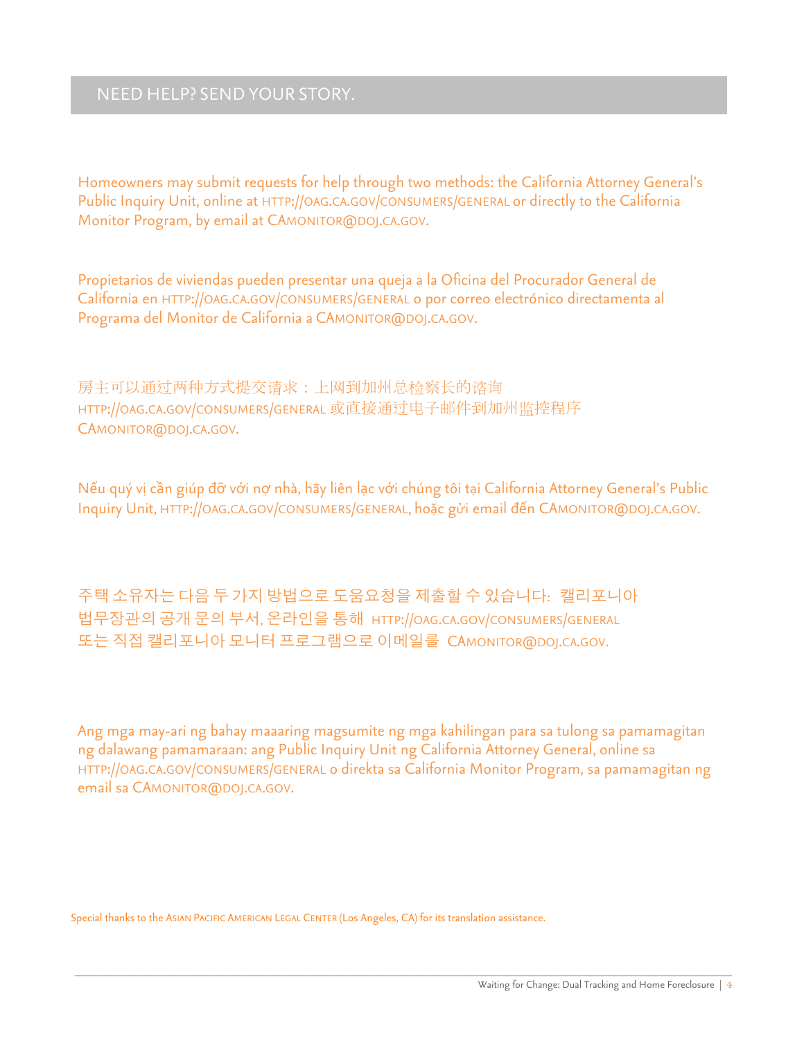## NEED HELP? SEND YOUR STORY.

Homeowners may submit requests for help through two methods: the California Attorney General's Public Inquiry Unit, online at HTTP://OAG.CA.GOV/CONSUMERS/GENERAL or directly to the California Monitor Program, by email at CAMONITOR@DOJ.CA.GOV.

Propietarios de viviendas pueden presentar una queja a la Oficina del Procurador General de California en HTTP://OAG.CA.GOV/CONSUMERS/GENERAL o por correo electrónico directamenta al Programa del Monitor de California a CAMONITOR@DOJ.CA.GOV.

房主可以通过两种方式提交请求：上网到加州总检察长的谘询 HTTP://OAG.CA.GOV/CONSUMERS/GENERAL 或直接通过电子邮件到加州监控程序 CAMONITOR@DOJ.CA.GOV.

Nếu quý vị cần giúp đỡ với nợ nhà, hãy liên lạc với chúng tôi tại California Attorney General's Public Inquiry Unit, HTTP://OAG.CA.GOV/CONSUMERS/GENERAL, hoặc gửi email đến CAMONITOR@DOJ.CA.GOV.

주택 소유자는 다음 두 가지 방법으로 도움요청을 제출할 수 있습니다: 캘리포니아 법무장관의 공개 문의 부서, 온라인을 통해 HTTP://OAG.CA.GOV/CONSUMERS/GENERAL 또는 직접 캘리포니아 모니터 프로그램으로 이메일를 CAMONITOR@DOJ.CA.GOV.

Ang mga may-ari ng bahay maaaring magsumite ng mga kahilingan para sa tulong sa pamamagitan ng dalawang pamamaraan: ang Public Inquiry Unit ng California Attorney General, online sa HTTP://OAG.CA.GOV/CONSUMERS/GENERAL o direkta sa California Monitor Program, sa pamamagitan ng email sa CAMONITOR@DOJ.CA.GOV.

Special thanks to the ASIAN PACIFIC AMERICAN LEGAL CENTER (Los Angeles, CA) for its translation assistance.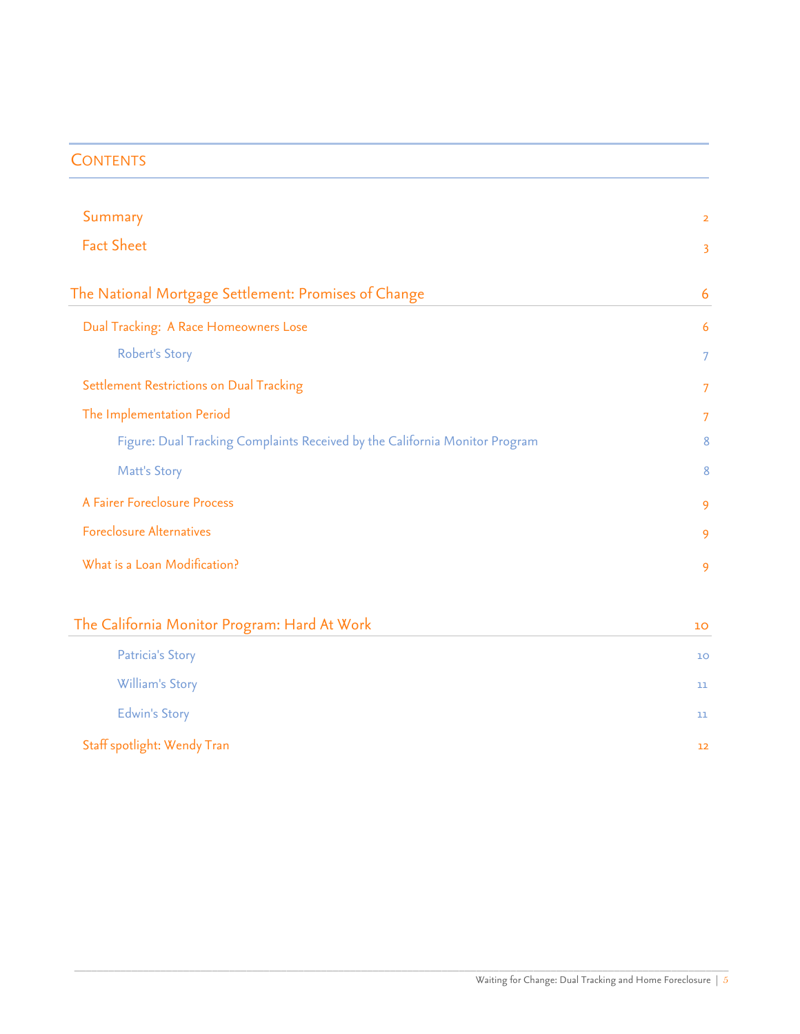## Contents

| | |
|---|---|
| Summary | 2 |
| Fact Sheet | 3 |
| **The National Mortgage Settlement: Promises of Change** | **6** |
| Dual Tracking: A Race Homeowners Lose | 6 |
| Robert's Story | 7 |
| Settlement Restrictions on Dual Tracking | 7 |
| The Implementation Period | 7 |
| Figure: Dual Tracking Complaints Received by the California Monitor Program | 8 |
| Matt's Story | 8 |
| A Fairer Foreclosure Process | 9 |
| Foreclosure Alternatives | 9 |
| What is a Loan Modification? | 9 |
| **The California Monitor Program: Hard At Work** | **10** |
| Patricia's Story | 10 |
| William's Story | 11 |
| Edwin's Story | 11 |
| Staff spotlight: Wendy Tran | 12 |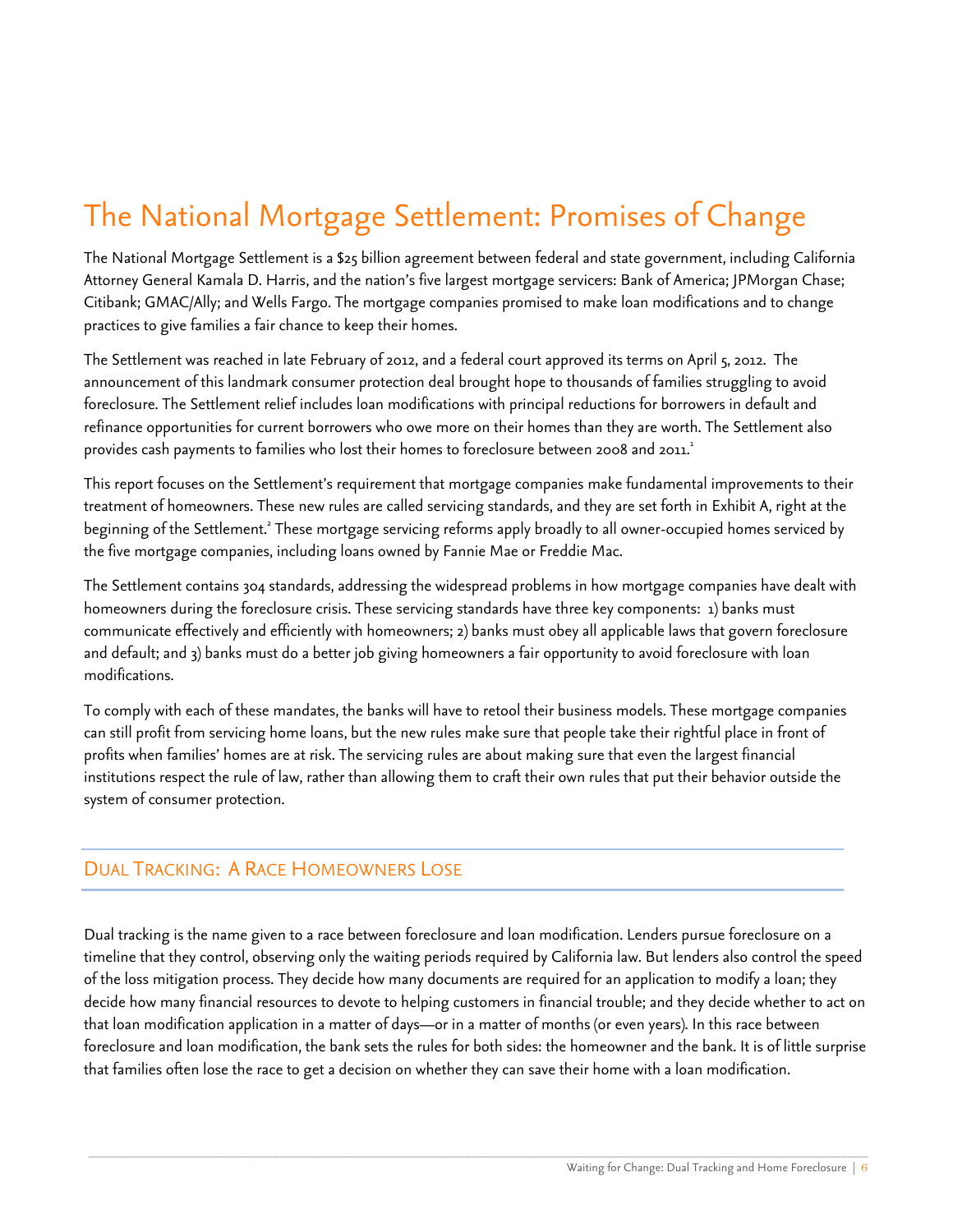# The National Mortgage Settlement: Promises of Change

The National Mortgage Settlement is a $25 billion agreement between federal and state government, including California Attorney General Kamala D. Harris, and the nation's five largest mortgage servicers: Bank of America; JPMorgan Chase; Citibank; GMAC/Ally; and Wells Fargo. The mortgage companies promised to make loan modifications and to change practices to give families a fair chance to keep their homes.

The Settlement was reached in late February of 2012, and a federal court approved its terms on April 5, 2012. The announcement of this landmark consumer protection deal brought hope to thousands of families struggling to avoid foreclosure. The Settlement relief includes loan modifications with principal reductions for borrowers in default and refinance opportunities for current borrowers who owe more on their homes than they are worth. The Settlement also provides cash payments to families who lost their homes to foreclosure between 2008 and 2011.[1]

This report focuses on the Settlement's requirement that mortgage companies make fundamental improvements to their treatment of homeowners. These new rules are called servicing standards, and they are set forth in Exhibit A, right at the beginning of the Settlement.[2] These mortgage servicing reforms apply broadly to all owner-occupied homes serviced by the five mortgage companies, including loans owned by Fannie Mae or Freddie Mac.

The Settlement contains 304 standards, addressing the widespread problems in how mortgage companies have dealt with homeowners during the foreclosure crisis. These servicing standards have three key components: 1) banks must communicate effectively and efficiently with homeowners; 2) banks must obey all applicable laws that govern foreclosure and default; and 3) banks must do a better job giving homeowners a fair opportunity to avoid foreclosure with loan modifications.

To comply with each of these mandates, the banks will have to retool their business models. These mortgage companies can still profit from servicing home loans, but the new rules make sure that people take their rightful place in front of profits when families' homes are at risk. The servicing rules are about making sure that even the largest financial institutions respect the rule of law, rather than allowing them to craft their own rules that put their behavior outside the system of consumer protection.

## Dual Tracking: A Race Homeowners Lose

Dual tracking is the name given to a race between foreclosure and loan modification. Lenders pursue foreclosure on a timeline that they control, observing only the waiting periods required by California law. But lenders also control the speed of the loss mitigation process. They decide how many documents are required for an application to modify a loan; they decide how many financial resources to devote to helping customers in financial trouble; and they decide whether to act on that loan modification application in a matter of days—or in a matter of months (or even years). In this race between foreclosure and loan modification, the bank sets the rules for both sides: the homeowner and the bank. It is of little surprise that families often lose the race to get a decision on whether they can save their home with a loan modification.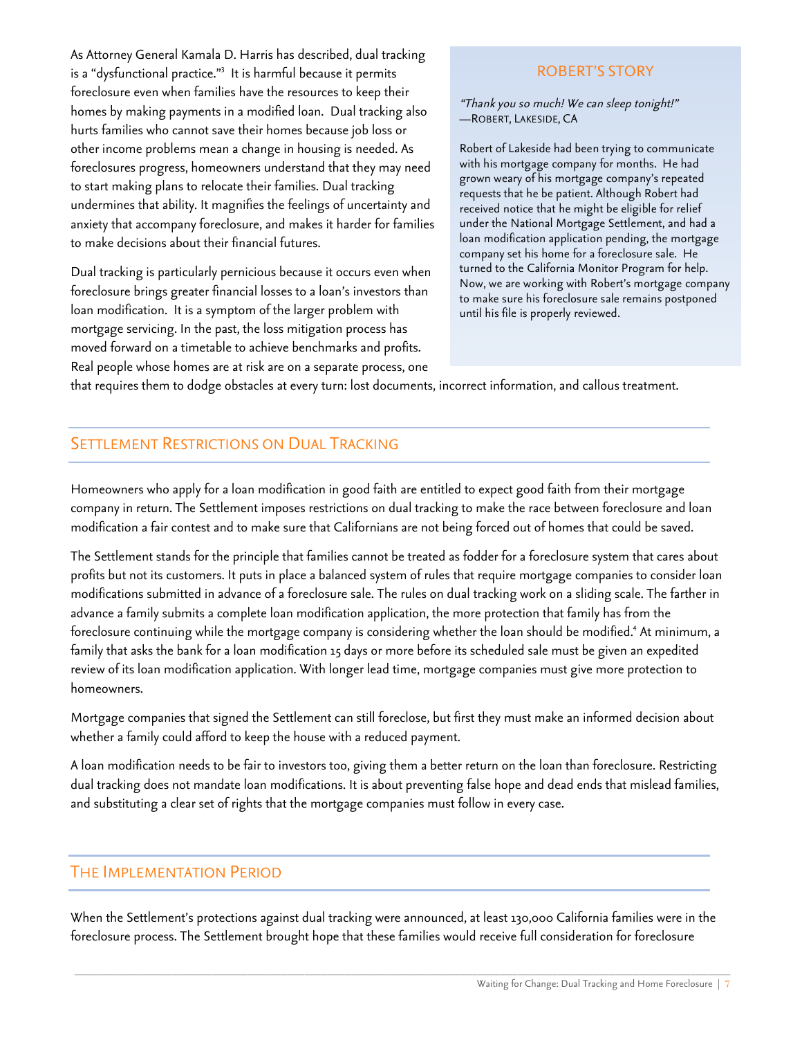As Attorney General Kamala D. Harris has described, dual tracking is a "dysfunctional practice."[3] It is harmful because it permits foreclosure even when families have the resources to keep their homes by making payments in a modified loan. Dual tracking also hurts families who cannot save their homes because job loss or other income problems mean a change in housing is needed. As foreclosures progress, homeowners understand that they may need to start making plans to relocate their families. Dual tracking undermines that ability. It magnifies the feelings of uncertainty and anxiety that accompany foreclosure, and makes it harder for families to make decisions about their financial futures.

Dual tracking is particularly pernicious because it occurs even when foreclosure brings greater financial losses to a loan's investors than loan modification. It is a symptom of the larger problem with mortgage servicing. In the past, the loss mitigation process has moved forward on a timetable to achieve benchmarks and profits. Real people whose homes are at risk are on a separate process, one that requires them to dodge obstacles at every turn: lost documents, incorrect information, and callous treatment.

> ### ROBERT'S STORY
>
> *"Thank you so much! We can sleep tonight!"*
> —ROBERT, LAKESIDE, CA
>
> Robert of Lakeside had been trying to communicate with his mortgage company for months. He had grown weary of his mortgage company's repeated requests that he be patient. Although Robert had received notice that he might be eligible for relief under the National Mortgage Settlement, and had a loan modification application pending, the mortgage company set his home for a foreclosure sale. He turned to the California Monitor Program for help. Now, we are working with Robert's mortgage company to make sure his foreclosure sale remains postponed until his file is properly reviewed.

## SETTLEMENT RESTRICTIONS ON DUAL TRACKING

Homeowners who apply for a loan modification in good faith are entitled to expect good faith from their mortgage company in return. The Settlement imposes restrictions on dual tracking to make the race between foreclosure and loan modification a fair contest and to make sure that Californians are not being forced out of homes that could be saved.

The Settlement stands for the principle that families cannot be treated as fodder for a foreclosure system that cares about profits but not its customers. It puts in place a balanced system of rules that require mortgage companies to consider loan modifications submitted in advance of a foreclosure sale. The rules on dual tracking work on a sliding scale. The farther in advance a family submits a complete loan modification application, the more protection that family has from the foreclosure continuing while the mortgage company is considering whether the loan should be modified.[4] At minimum, a family that asks the bank for a loan modification 15 days or more before its scheduled sale must be given an expedited review of its loan modification application. With longer lead time, mortgage companies must give more protection to homeowners.

Mortgage companies that signed the Settlement can still foreclose, but first they must make an informed decision about whether a family could afford to keep the house with a reduced payment.

A loan modification needs to be fair to investors too, giving them a better return on the loan than foreclosure. Restricting dual tracking does not mandate loan modifications. It is about preventing false hope and dead ends that mislead families, and substituting a clear set of rights that the mortgage companies must follow in every case.

## THE IMPLEMENTATION PERIOD

When the Settlement's protections against dual tracking were announced, at least 130,000 California families were in the foreclosure process. The Settlement brought hope that these families would receive full consideration for foreclosure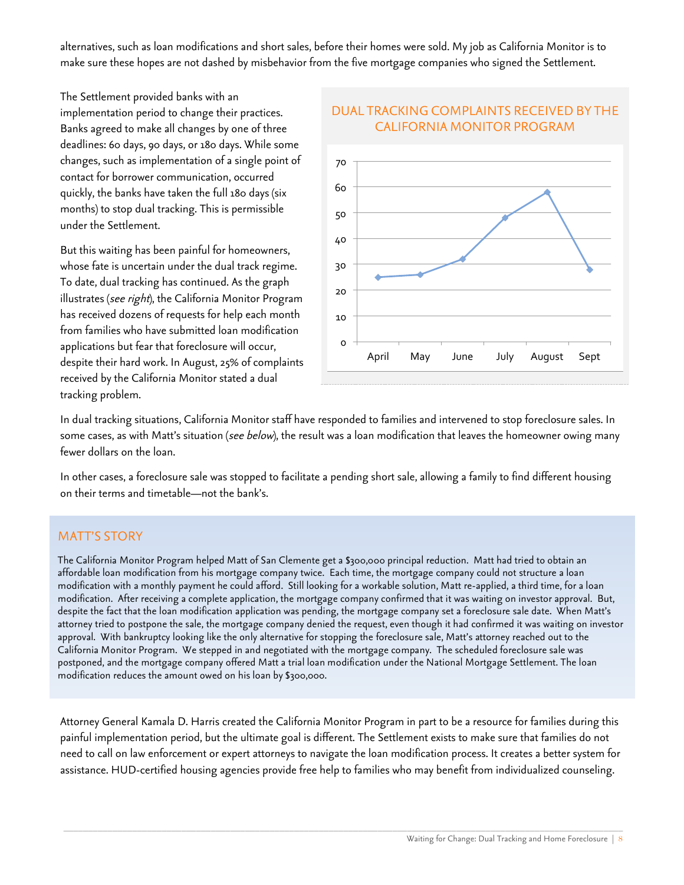alternatives, such as loan modifications and short sales, before their homes were sold. My job as California Monitor is to make sure these hopes are not dashed by misbehavior from the five mortgage companies who signed the Settlement.

The Settlement provided banks with an implementation period to change their practices. Banks agreed to make all changes by one of three deadlines: 60 days, 90 days, or 180 days. While some changes, such as implementation of a single point of contact for borrower communication, occurred quickly, the banks have taken the full 180 days (six months) to stop dual tracking. This is permissible under the Settlement.

But this waiting has been painful for homeowners, whose fate is uncertain under the dual track regime. To date, dual tracking has continued. As the graph illustrates (*see right*), the California Monitor Program has received dozens of requests for help each month from families who have submitted loan modification applications but fear that foreclosure will occur, despite their hard work. In August, 25% of complaints received by the California Monitor stated a dual tracking problem.

### DUAL TRACKING COMPLAINTS RECEIVED BY THE CALIFORNIA MONITOR PROGRAM

In dual tracking situations, California Monitor staff have responded to families and intervened to stop foreclosure sales. In some cases, as with Matt's situation (*see below*), the result was a loan modification that leaves the homeowner owing many fewer dollars on the loan.

In other cases, a foreclosure sale was stopped to facilitate a pending short sale, allowing a family to find different housing on their terms and timetable—not the bank's.

## MATT'S STORY

The California Monitor Program helped Matt of San Clemente get a $300,000 principal reduction. Matt had tried to obtain an affordable loan modification from his mortgage company twice. Each time, the mortgage company could not structure a loan modification with a monthly payment he could afford. Still looking for a workable solution, Matt re-applied, a third time, for a loan modification. After receiving a complete application, the mortgage company confirmed that it was waiting on investor approval. But, despite the fact that the loan modification application was pending, the mortgage company set a foreclosure sale date. When Matt's attorney tried to postpone the sale, the mortgage company denied the request, even though it had confirmed it was waiting on investor approval. With bankruptcy looking like the only alternative for stopping the foreclosure sale, Matt's attorney reached out to the California Monitor Program. We stepped in and negotiated with the mortgage company. The scheduled foreclosure sale was postponed, and the mortgage company offered Matt a trial loan modification under the National Mortgage Settlement. The loan modification reduces the amount owed on his loan by $300,000.

Attorney General Kamala D. Harris created the California Monitor Program in part to be a resource for families during this painful implementation period, but the ultimate goal is different. The Settlement exists to make sure that families do not need to call on law enforcement or expert attorneys to navigate the loan modification process. It creates a better system for assistance. HUD-certified housing agencies provide free help to families who may benefit from individualized counseling.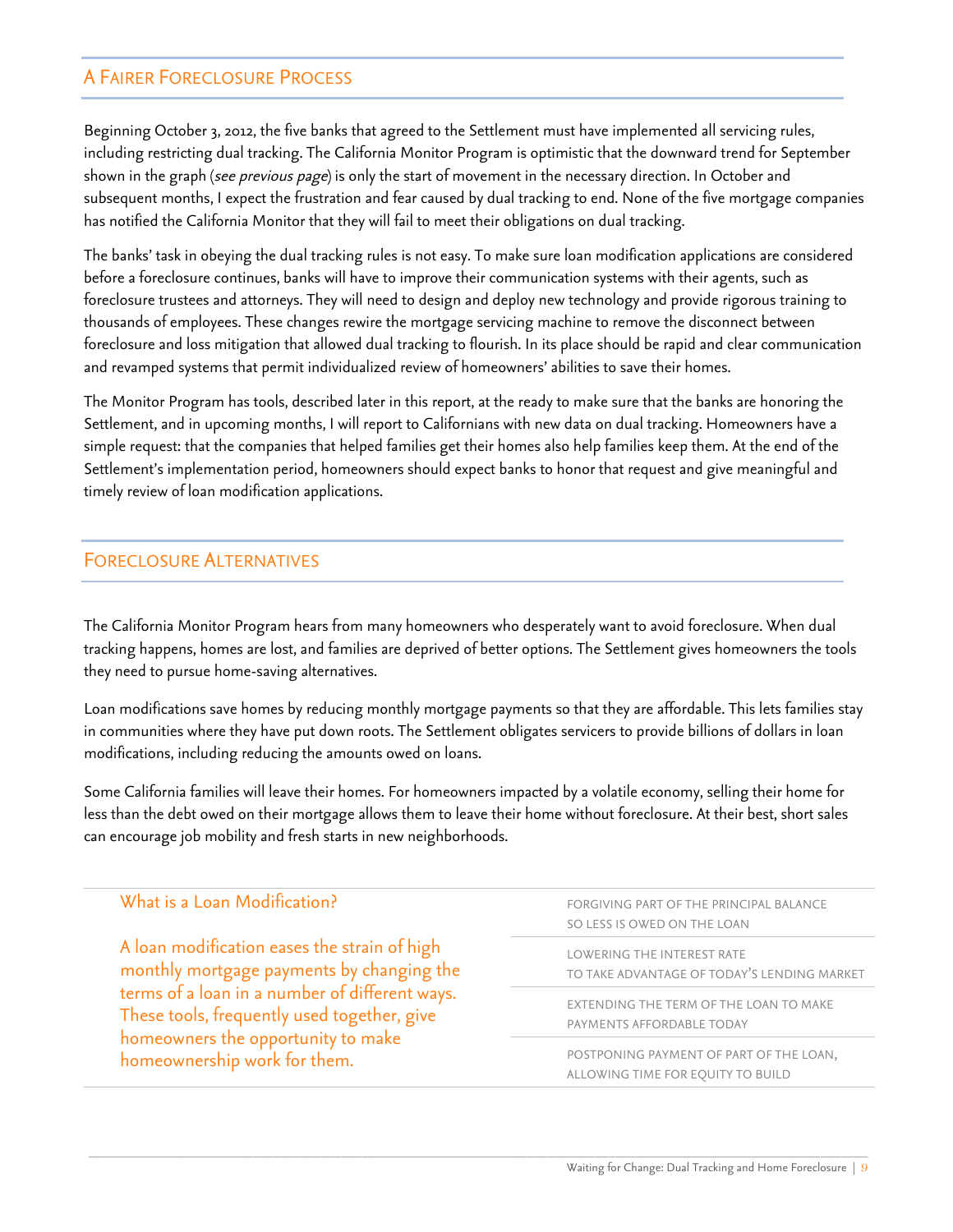## A Fairer Foreclosure Process

Beginning October 3, 2012, the five banks that agreed to the Settlement must have implemented all servicing rules, including restricting dual tracking. The California Monitor Program is optimistic that the downward trend for September shown in the graph (*see previous page*) is only the start of movement in the necessary direction. In October and subsequent months, I expect the frustration and fear caused by dual tracking to end. None of the five mortgage companies has notified the California Monitor that they will fail to meet their obligations on dual tracking.

The banks' task in obeying the dual tracking rules is not easy. To make sure loan modification applications are considered before a foreclosure continues, banks will have to improve their communication systems with their agents, such as foreclosure trustees and attorneys. They will need to design and deploy new technology and provide rigorous training to thousands of employees. These changes rewire the mortgage servicing machine to remove the disconnect between foreclosure and loss mitigation that allowed dual tracking to flourish. In its place should be rapid and clear communication and revamped systems that permit individualized review of homeowners' abilities to save their homes.

The Monitor Program has tools, described later in this report, at the ready to make sure that the banks are honoring the Settlement, and in upcoming months, I will report to Californians with new data on dual tracking. Homeowners have a simple request: that the companies that helped families get their homes also help families keep them. At the end of the Settlement's implementation period, homeowners should expect banks to honor that request and give meaningful and timely review of loan modification applications.

## Foreclosure Alternatives

The California Monitor Program hears from many homeowners who desperately want to avoid foreclosure. When dual tracking happens, homes are lost, and families are deprived of better options. The Settlement gives homeowners the tools they need to pursue home-saving alternatives.

Loan modifications save homes by reducing monthly mortgage payments so that they are affordable. This lets families stay in communities where they have put down roots. The Settlement obligates servicers to provide billions of dollars in loan modifications, including reducing the amounts owed on loans.

Some California families will leave their homes. For homeowners impacted by a volatile economy, selling their home for less than the debt owed on their mortgage allows them to leave their home without foreclosure. At their best, short sales can encourage job mobility and fresh starts in new neighborhoods.

### What is a Loan Modification?

A loan modification eases the strain of high monthly mortgage payments by changing the terms of a loan in a number of different ways. These tools, frequently used together, give homeowners the opportunity to make homeownership work for them.

- FORGIVING PART OF THE PRINCIPAL BALANCE SO LESS IS OWED ON THE LOAN
- LOWERING THE INTEREST RATE TO TAKE ADVANTAGE OF TODAY'S LENDING MARKET
- EXTENDING THE TERM OF THE LOAN TO MAKE PAYMENTS AFFORDABLE TODAY
- POSTPONING PAYMENT OF PART OF THE LOAN, ALLOWING TIME FOR EQUITY TO BUILD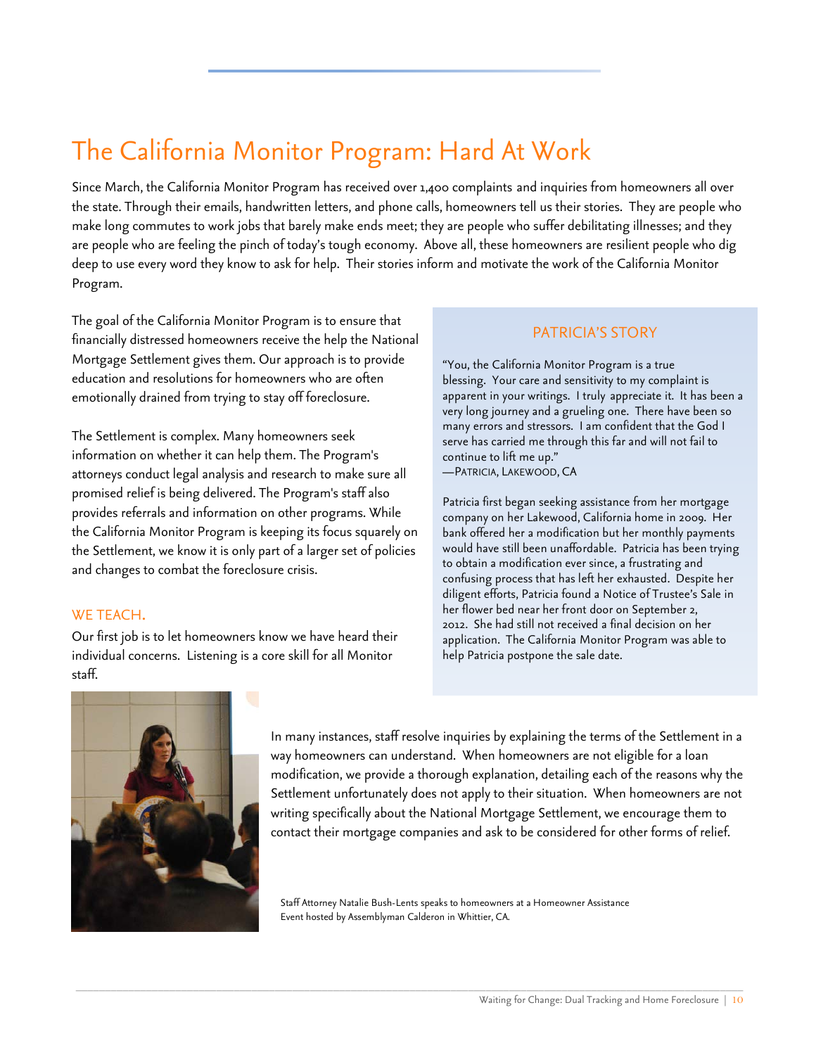# The California Monitor Program: Hard At Work

Since March, the California Monitor Program has received over 1,400 complaints and inquiries from homeowners all over the state. Through their emails, handwritten letters, and phone calls, homeowners tell us their stories. They are people who make long commutes to work jobs that barely make ends meet; they are people who suffer debilitating illnesses; and they are people who are feeling the pinch of today's tough economy. Above all, these homeowners are resilient people who dig deep to use every word they know to ask for help. Their stories inform and motivate the work of the California Monitor Program.

The goal of the California Monitor Program is to ensure that financially distressed homeowners receive the help the National Mortgage Settlement gives them. Our approach is to provide education and resolutions for homeowners who are often emotionally drained from trying to stay off foreclosure.

The Settlement is complex. Many homeowners seek information on whether it can help them. The Program's attorneys conduct legal analysis and research to make sure all promised relief is being delivered. The Program's staff also provides referrals and information on other programs. While the California Monitor Program is keeping its focus squarely on the Settlement, we know it is only part of a larger set of policies and changes to combat the foreclosure crisis.

### WE TEACH.

Our first job is to let homeowners know we have heard their individual concerns. Listening is a core skill for all Monitor staff.

In many instances, staff resolve inquiries by explaining the terms of the Settlement in a way homeowners can understand. When homeowners are not eligible for a loan modification, we provide a thorough explanation, detailing each of the reasons why the Settlement unfortunately does not apply to their situation. When homeowners are not writing specifically about the National Mortgage Settlement, we encourage them to contact their mortgage companies and ask to be considered for other forms of relief.

Staff Attorney Natalie Bush-Lents speaks to homeowners at a Homeowner Assistance Event hosted by Assemblyman Calderon in Whittier, CA.

### PATRICIA'S STORY

"You, the California Monitor Program is a true blessing. Your care and sensitivity to my complaint is apparent in your writings. I truly appreciate it. It has been a very long journey and a grueling one. There have been so many errors and stressors. I am confident that the God I serve has carried me through this far and will not fail to continue to lift me up."
—Patricia, Lakewood, CA

Patricia first began seeking assistance from her mortgage company on her Lakewood, California home in 2009. Her bank offered her a modification but her monthly payments would have still been unaffordable. Patricia has been trying to obtain a modification ever since, a frustrating and confusing process that has left her exhausted. Despite her diligent efforts, Patricia found a Notice of Trustee's Sale in her flower bed near her front door on September 2, 2012. She had still not received a final decision on her application. The California Monitor Program was able to help Patricia postpone the sale date.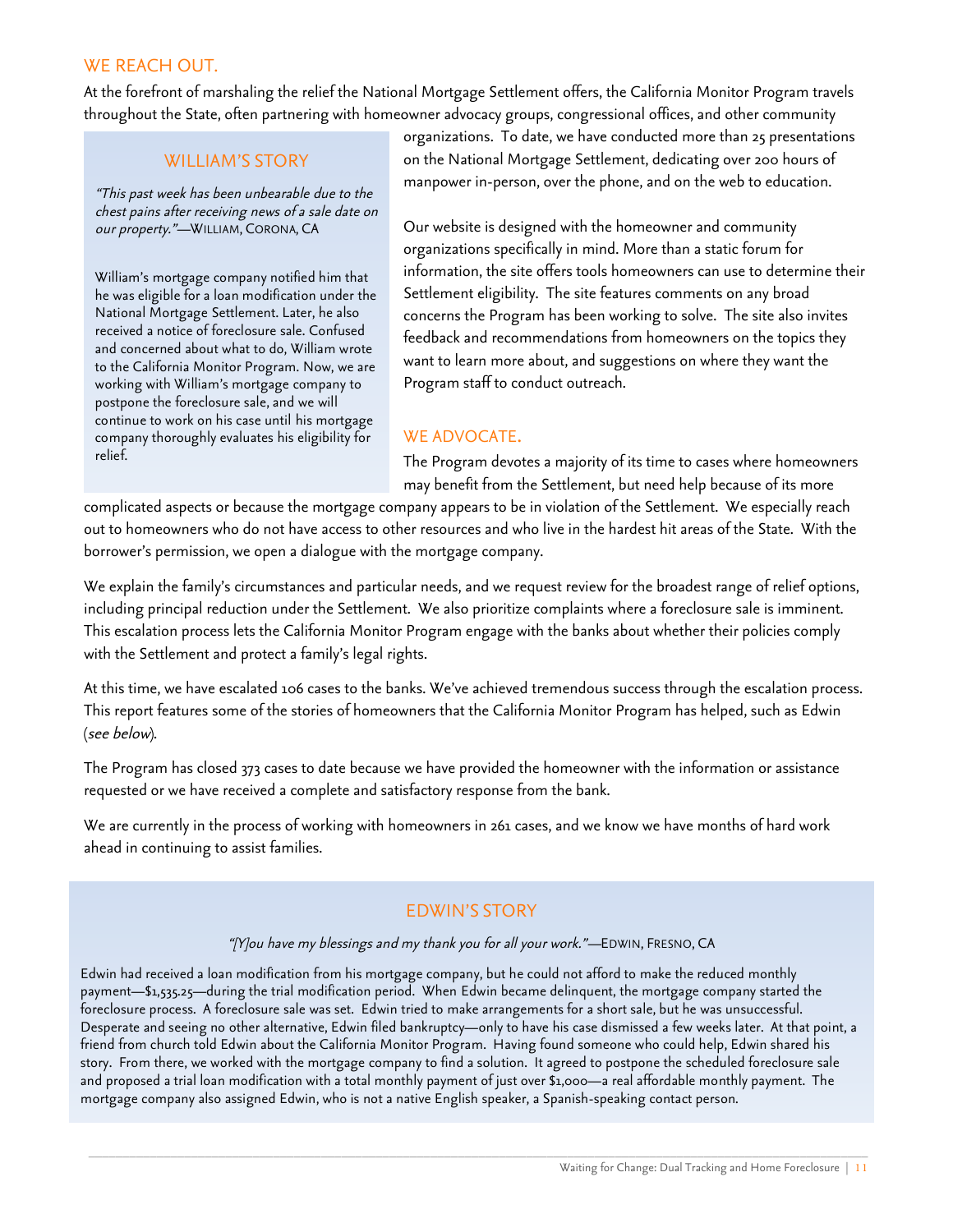## WE REACH OUT.

At the forefront of marshaling the relief the National Mortgage Settlement offers, the California Monitor Program travels throughout the State, often partnering with homeowner advocacy groups, congressional offices, and other community organizations. To date, we have conducted more than 25 presentations on the National Mortgage Settlement, dedicating over 200 hours of manpower in-person, over the phone, and on the web to education.

Our website is designed with the homeowner and community organizations specifically in mind. More than a static forum for information, the site offers tools homeowners can use to determine their Settlement eligibility. The site features comments on any broad concerns the Program has been working to solve. The site also invites feedback and recommendations from homeowners on the topics they want to learn more about, and suggestions on where they want the Program staff to conduct outreach.

### WILLIAM'S STORY

*"This past week has been unbearable due to the chest pains after receiving news of a sale date on our property."*—WILLIAM, CORONA, CA

William's mortgage company notified him that he was eligible for a loan modification under the National Mortgage Settlement. Later, he also received a notice of foreclosure sale. Confused and concerned about what to do, William wrote to the California Monitor Program. Now, we are working with William's mortgage company to postpone the foreclosure sale, and we will continue to work on his case until his mortgage company thoroughly evaluates his eligibility for relief.

## WE ADVOCATE.

The Program devotes a majority of its time to cases where homeowners may benefit from the Settlement, but need help because of its more complicated aspects or because the mortgage company appears to be in violation of the Settlement. We especially reach out to homeowners who do not have access to other resources and who live in the hardest hit areas of the State. With the borrower's permission, we open a dialogue with the mortgage company.

We explain the family's circumstances and particular needs, and we request review for the broadest range of relief options, including principal reduction under the Settlement. We also prioritize complaints where a foreclosure sale is imminent. This escalation process lets the California Monitor Program engage with the banks about whether their policies comply with the Settlement and protect a family's legal rights.

At this time, we have escalated 106 cases to the banks. We've achieved tremendous success through the escalation process. This report features some of the stories of homeowners that the California Monitor Program has helped, such as Edwin (*see below*).

The Program has closed 373 cases to date because we have provided the homeowner with the information or assistance requested or we have received a complete and satisfactory response from the bank.

We are currently in the process of working with homeowners in 261 cases, and we know we have months of hard work ahead in continuing to assist families.

### EDWIN'S STORY

*"[Y]ou have my blessings and my thank you for all your work."*—EDWIN, FRESNO, CA

Edwin had received a loan modification from his mortgage company, but he could not afford to make the reduced monthly payment—$1,535.25—during the trial modification period. When Edwin became delinquent, the mortgage company started the foreclosure process. A foreclosure sale was set. Edwin tried to make arrangements for a short sale, but he was unsuccessful. Desperate and seeing no other alternative, Edwin filed bankruptcy—only to have his case dismissed a few weeks later. At that point, a friend from church told Edwin about the California Monitor Program. Having found someone who could help, Edwin shared his story. From there, we worked with the mortgage company to find a solution. It agreed to postpone the scheduled foreclosure sale and proposed a trial loan modification with a total monthly payment of just over $1,000—a real affordable monthly payment. The mortgage company also assigned Edwin, who is not a native English speaker, a Spanish-speaking contact person.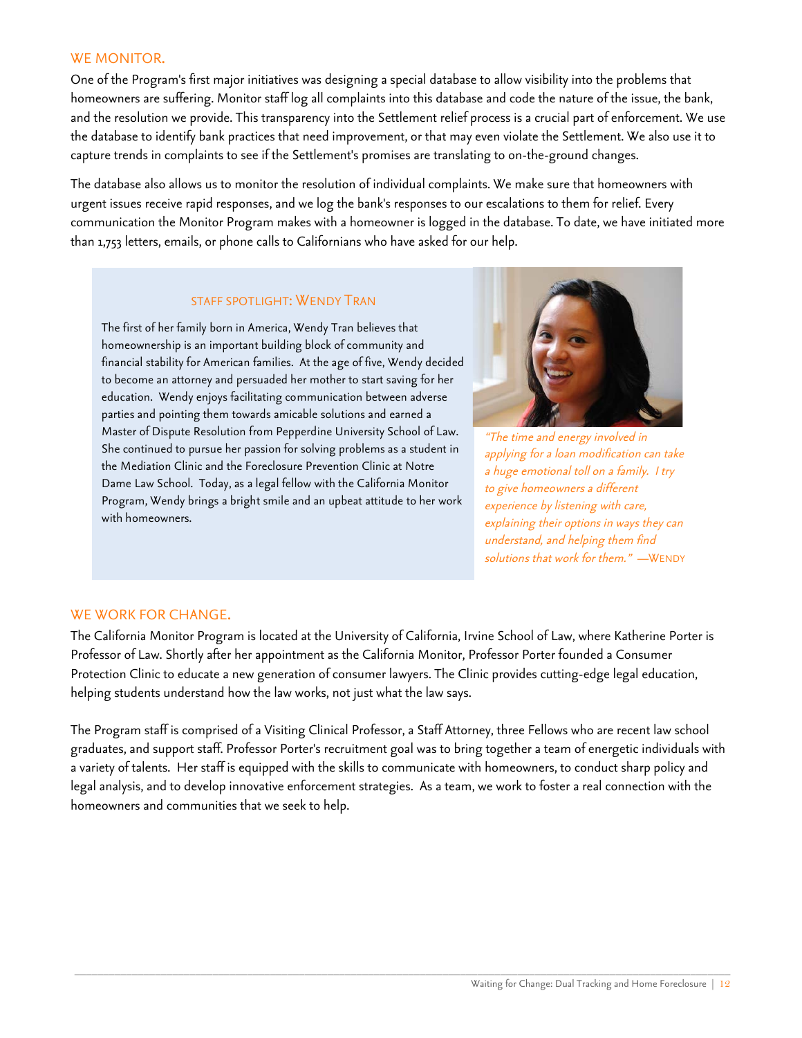## WE MONITOR.

One of the Program's first major initiatives was designing a special database to allow visibility into the problems that homeowners are suffering. Monitor staff log all complaints into this database and code the nature of the issue, the bank, and the resolution we provide. This transparency into the Settlement relief process is a crucial part of enforcement. We use the database to identify bank practices that need improvement, or that may even violate the Settlement. We also use it to capture trends in complaints to see if the Settlement's promises are translating to on-the-ground changes.

The database also allows us to monitor the resolution of individual complaints. We make sure that homeowners with urgent issues receive rapid responses, and we log the bank's responses to our escalations to them for relief. Every communication the Monitor Program makes with a homeowner is logged in the database. To date, we have initiated more than 1,753 letters, emails, or phone calls to Californians who have asked for our help.

### STAFF SPOTLIGHT: WENDY TRAN

The first of her family born in America, Wendy Tran believes that homeownership is an important building block of community and financial stability for American families. At the age of five, Wendy decided to become an attorney and persuaded her mother to start saving for her education. Wendy enjoys facilitating communication between adverse parties and pointing them towards amicable solutions and earned a Master of Dispute Resolution from Pepperdine University School of Law. She continued to pursue her passion for solving problems as a student in the Mediation Clinic and the Foreclosure Prevention Clinic at Notre Dame Law School. Today, as a legal fellow with the California Monitor Program, Wendy brings a bright smile and an upbeat attitude to her work with homeowners.

*"The time and energy involved in applying for a loan modification can take a huge emotional toll on a family. I try to give homeowners a different experience by listening with care, explaining their options in ways they can understand, and helping them find solutions that work for them."* —WENDY

## WE WORK FOR CHANGE.

The California Monitor Program is located at the University of California, Irvine School of Law, where Katherine Porter is Professor of Law. Shortly after her appointment as the California Monitor, Professor Porter founded a Consumer Protection Clinic to educate a new generation of consumer lawyers. The Clinic provides cutting-edge legal education, helping students understand how the law works, not just what the law says.

The Program staff is comprised of a Visiting Clinical Professor, a Staff Attorney, three Fellows who are recent law school graduates, and support staff. Professor Porter's recruitment goal was to bring together a team of energetic individuals with a variety of talents. Her staff is equipped with the skills to communicate with homeowners, to conduct sharp policy and legal analysis, and to develop innovative enforcement strategies. As a team, we work to foster a real connection with the homeowners and communities that we seek to help.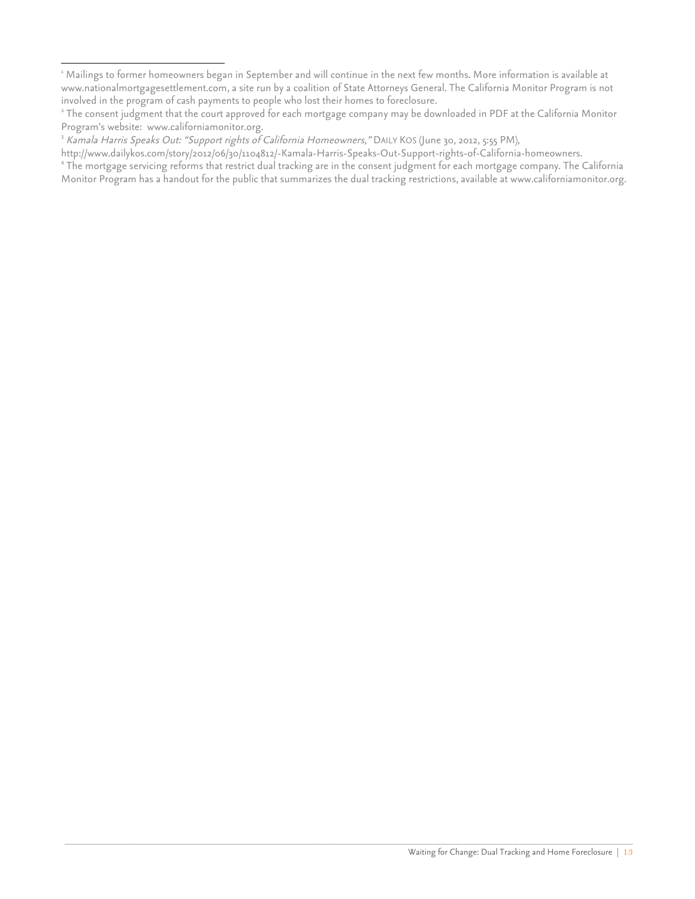[1] Mailings to former homeowners began in September and will continue in the next few months. More information is available at www.nationalmortgagesettlement.com, a site run by a coalition of State Attorneys General. The California Monitor Program is not involved in the program of cash payments to people who lost their homes to foreclosure.

[2] The consent judgment that the court approved for each mortgage company may be downloaded in PDF at the California Monitor Program's website: www.californiamonitor.org.

[3] *Kamala Harris Speaks Out: "Support rights of California Homeowners,"* DAILY KOS (June 30, 2012, 5:55 PM), http://www.dailykos.com/story/2012/06/30/1104812/-Kamala-Harris-Speaks-Out-Support-rights-of-California-homeowners.

[4] The mortgage servicing reforms that restrict dual tracking are in the consent judgment for each mortgage company. The California Monitor Program has a handout for the public that summarizes the dual tracking restrictions, available at www.californiamonitor.org.